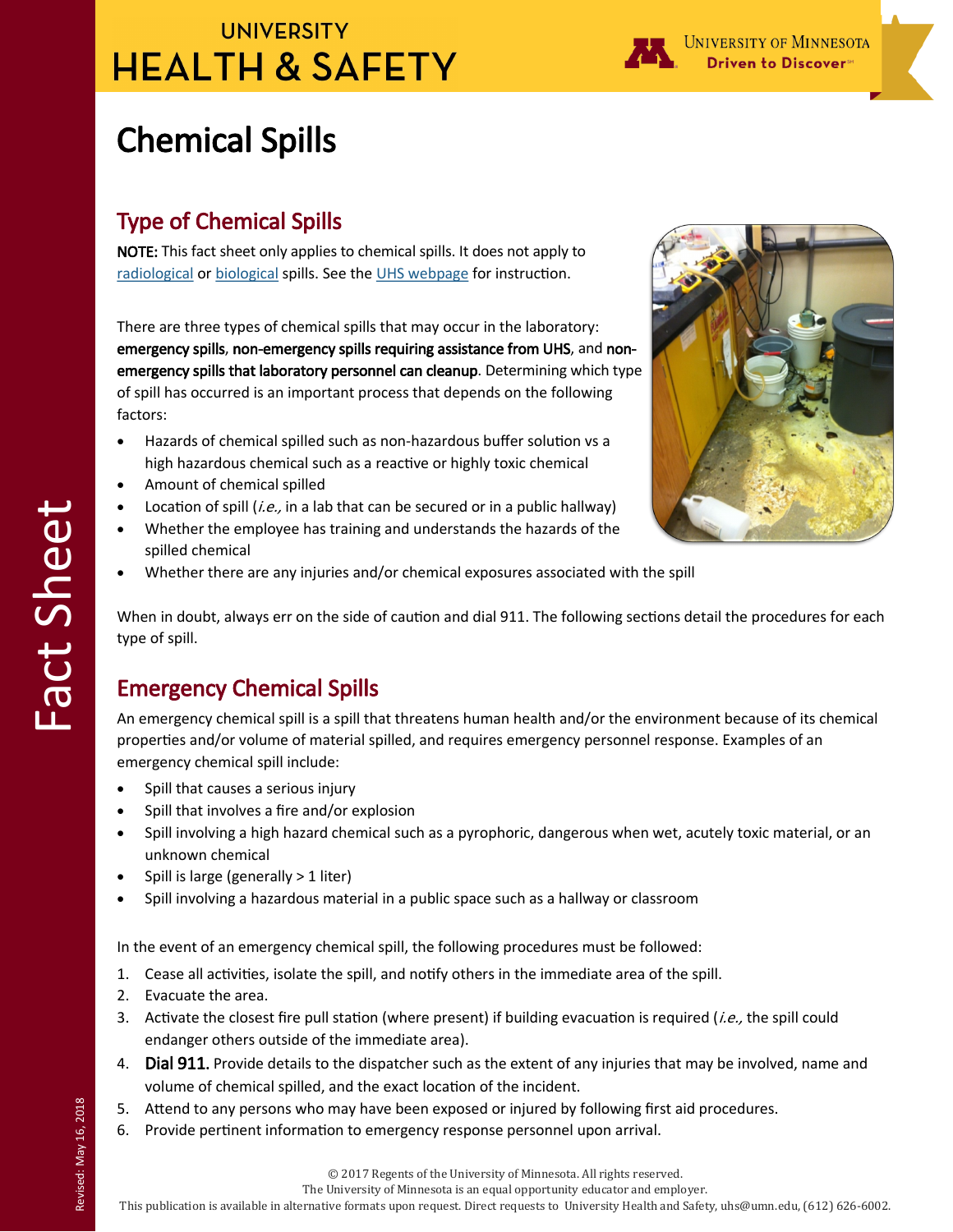# Chemical Spills

## Type of Chemical Spills

**NOTE:** This fact sheet only applies to chemical spills. It does not apply to radiological or biological spills. See the UHS webpage for instruction.

There are three types of chemical spills that may occur in the laboratory: **emergency spills**, **non-emergency spills requiring assistance from UHS**, and **non-emergency spills that laboratory personnel can cleanup**. Determining which type of spill has occurred is an important process that depends on the following factors:

- Hazards of chemical spilled such as non-hazardous buffer solution vs a high hazardous chemical such as a reactive or highly toxic chemical
- Amount of chemical spilled
- Location of spill (*i.e.,* in a lab that can be secured or in a public hallway)
- Whether the employee has training and understands the hazards of the spilled chemical
- Whether there are any injuries and/or chemical exposures associated with the spill

When in doubt, always err on the side of caution and dial 911. The following sections detail the procedures for each type of spill.

## Emergency Chemical Spills

An emergency chemical spill is a spill that threatens human health and/or the environment because of its chemical properties and/or volume of material spilled, and requires emergency personnel response. Examples of an emergency chemical spill include:

- Spill that causes a serious injury
- Spill that involves a fire and/or explosion
- Spill involving a high hazard chemical such as a pyrophoric, dangerous when wet, acutely toxic material, or an unknown chemical
- Spill is large (generally > 1 liter)
- Spill involving a hazardous material in a public space such as a hallway or classroom

In the event of an emergency chemical spill, the following procedures must be followed:

1. Cease all activities, isolate the spill, and notify others in the immediate area of the spill.
2. Evacuate the area.
3. Activate the closest fire pull station (where present) if building evacuation is required (*i.e.,* the spill could endanger others outside of the immediate area).
4. **Dial 911.** Provide details to the dispatcher such as the extent of any injuries that may be involved, name and volume of chemical spilled, and the exact location of the incident.
5. Attend to any persons who may have been exposed or injured by following first aid procedures.
6. Provide pertinent information to emergency response personnel upon arrival.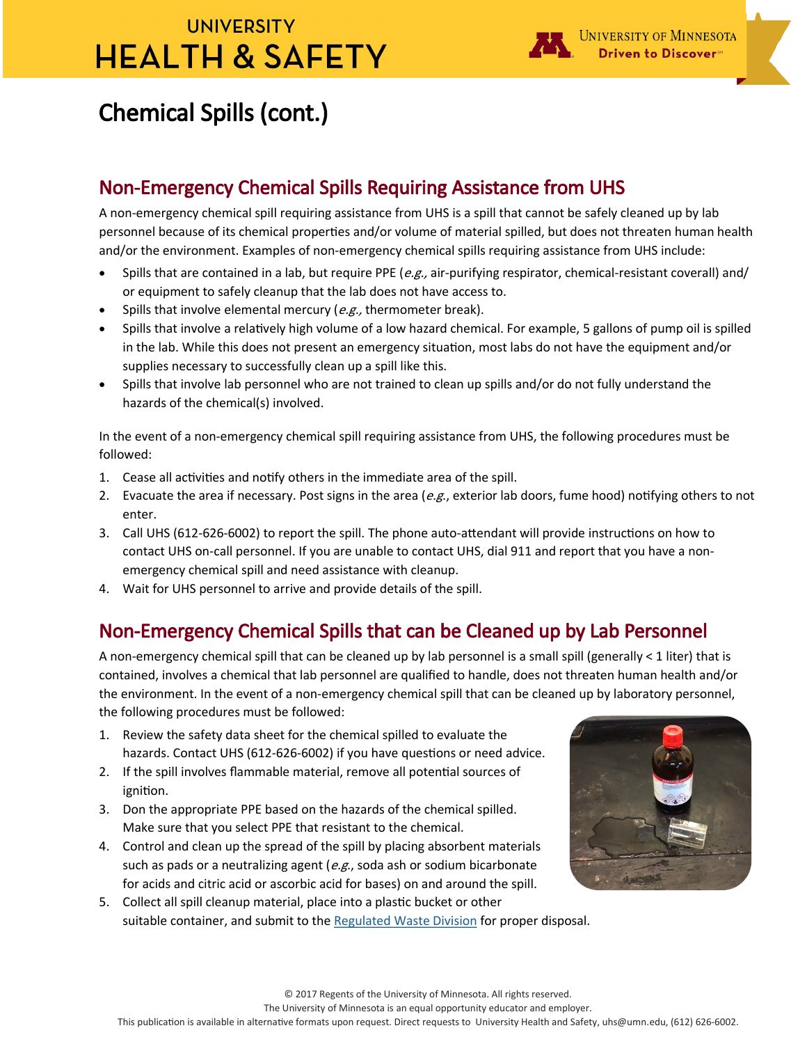# Chemical Spills (cont.)

## Non-Emergency Chemical Spills Requiring Assistance from UHS

A non-emergency chemical spill requiring assistance from UHS is a spill that cannot be safely cleaned up by lab personnel because of its chemical properties and/or volume of material spilled, but does not threaten human health and/or the environment. Examples of non-emergency chemical spills requiring assistance from UHS include:

- Spills that are contained in a lab, but require PPE (*e.g.,* air-purifying respirator, chemical-resistant coverall) and/or equipment to safely cleanup that the lab does not have access to.
- Spills that involve elemental mercury (*e.g.,* thermometer break).
- Spills that involve a relatively high volume of a low hazard chemical. For example, 5 gallons of pump oil is spilled in the lab. While this does not present an emergency situation, most labs do not have the equipment and/or supplies necessary to successfully clean up a spill like this.
- Spills that involve lab personnel who are not trained to clean up spills and/or do not fully understand the hazards of the chemical(s) involved.

In the event of a non-emergency chemical spill requiring assistance from UHS, the following procedures must be followed:

1. Cease all activities and notify others in the immediate area of the spill.
2. Evacuate the area if necessary. Post signs in the area (*e.g.*, exterior lab doors, fume hood) notifying others to not enter.
3. Call UHS (612-626-6002) to report the spill. The phone auto-attendant will provide instructions on how to contact UHS on-call personnel. If you are unable to contact UHS, dial 911 and report that you have a non-emergency chemical spill and need assistance with cleanup.
4. Wait for UHS personnel to arrive and provide details of the spill.

## Non-Emergency Chemical Spills that can be Cleaned up by Lab Personnel

A non-emergency chemical spill that can be cleaned up by lab personnel is a small spill (generally < 1 liter) that is contained, involves a chemical that lab personnel are qualified to handle, does not threaten human health and/or the environment. In the event of a non-emergency chemical spill that can be cleaned up by laboratory personnel, the following procedures must be followed:

1. Review the safety data sheet for the chemical spilled to evaluate the hazards. Contact UHS (612-626-6002) if you have questions or need advice.
2. If the spill involves flammable material, remove all potential sources of ignition.
3. Don the appropriate PPE based on the hazards of the chemical spilled. Make sure that you select PPE that resistant to the chemical.
4. Control and clean up the spread of the spill by placing absorbent materials such as pads or a neutralizing agent (*e.g.*, soda ash or sodium bicarbonate for acids and citric acid or ascorbic acid for bases) on and around the spill.
5. Collect all spill cleanup material, place into a plastic bucket or other suitable container, and submit to the [Regulated Waste Division] for proper disposal.

© 2017 Regents of the University of Minnesota. All rights reserved.
The University of Minnesota is an equal opportunity educator and employer.
This publication is available in alternative formats upon request. Direct requests to University Health and Safety, uhs@umn.edu, (612) 626-6002.